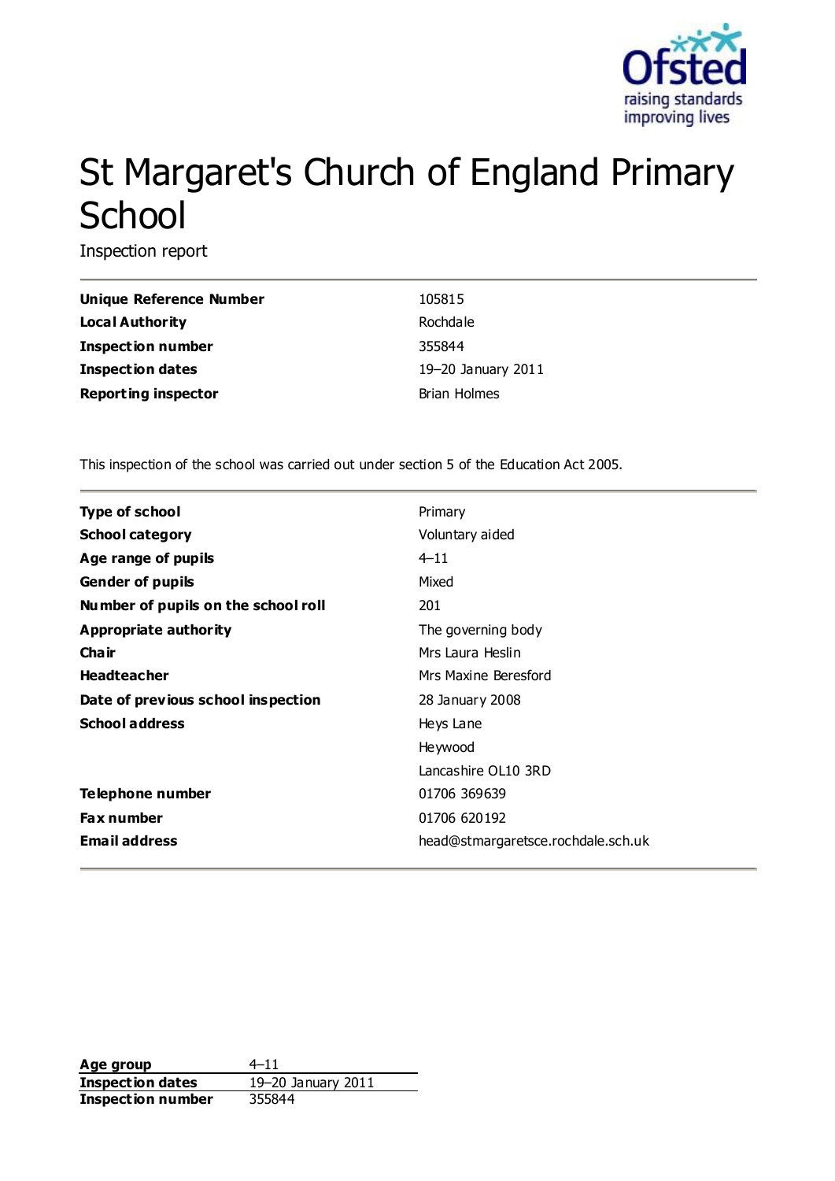# St Margaret's Church of England Primary School

Inspection report

| | |
|---|---|
| **Unique Reference Number** | 105815 |
| **Local Authority** | Rochdale |
| **Inspection number** | 355844 |
| **Inspection dates** | 19–20 January 2011 |
| **Reporting inspector** | Brian Holmes |

This inspection of the school was carried out under section 5 of the Education Act 2005.

| | |
|---|---|
| **Type of school** | Primary |
| **School category** | Voluntary aided |
| **Age range of pupils** | 4–11 |
| **Gender of pupils** | Mixed |
| **Number of pupils on the school roll** | 201 |
| **Appropriate authority** | The governing body |
| **Chair** | Mrs Laura Heslin |
| **Headteacher** | Mrs Maxine Beresford |
| **Date of previous school inspection** | 28 January 2008 |
| **School address** | Heys Lane<br>Heywood<br>Lancashire OL10 3RD |
| **Telephone number** | 01706 369639 |
| **Fax number** | 01706 620192 |
| **Email address** | head@stmargaretsce.rochdale.sch.uk |

| | |
|---|---|
| **Age group** | 4–11 |
| **Inspection dates** | 19–20 January 2011 |
| **Inspection number** | 355844 |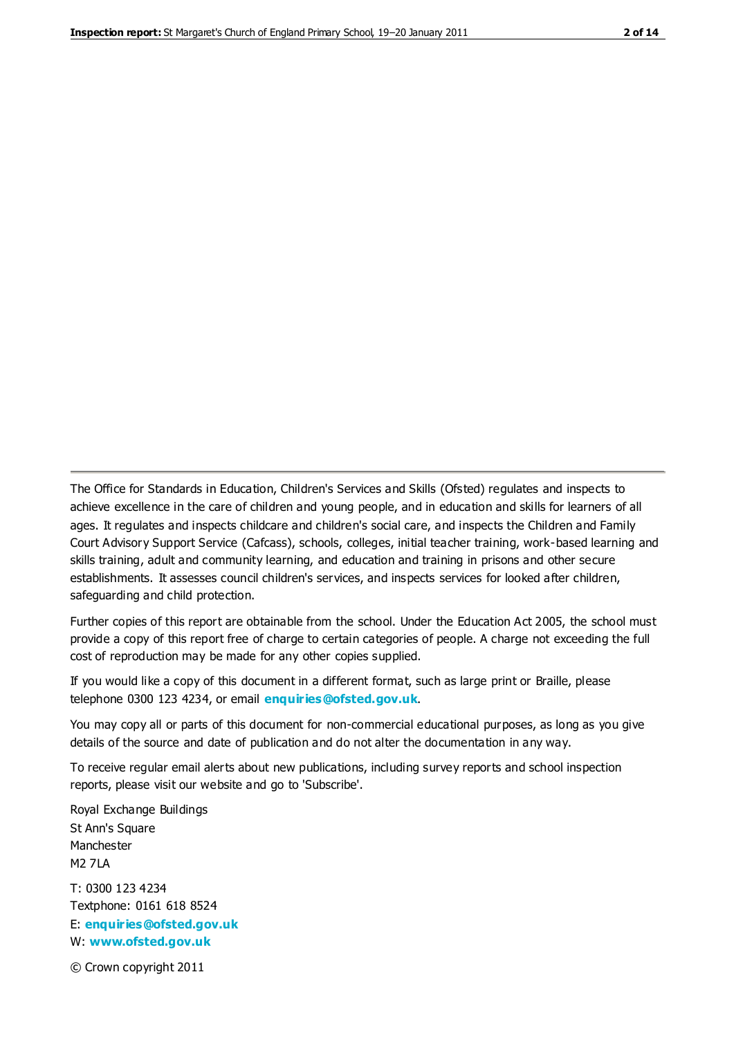The Office for Standards in Education, Children's Services and Skills (Ofsted) regulates and inspects to achieve excellence in the care of children and young people, and in education and skills for learners of all ages. It regulates and inspects childcare and children's social care, and inspects the Children and Family Court Advisory Support Service (Cafcass), schools, colleges, initial teacher training, work-based learning and skills training, adult and community learning, and education and training in prisons and other secure establishments. It assesses council children's services, and inspects services for looked after children, safeguarding and child protection.

Further copies of this report are obtainable from the school. Under the Education Act 2005, the school must provide a copy of this report free of charge to certain categories of people. A charge not exceeding the full cost of reproduction may be made for any other copies supplied.

If you would like a copy of this document in a different format, such as large print or Braille, please telephone 0300 123 4234, or email **enquiries@ofsted.gov.uk**.

You may copy all or parts of this document for non-commercial educational purposes, as long as you give details of the source and date of publication and do not alter the documentation in any way.

To receive regular email alerts about new publications, including survey reports and school inspection reports, please visit our website and go to 'Subscribe'.

Royal Exchange Buildings
St Ann's Square
Manchester
M2 7LA

T: 0300 123 4234
Textphone: 0161 618 8524
E: **enquiries@ofsted.gov.uk**
W: **www.ofsted.gov.uk**

© Crown copyright 2011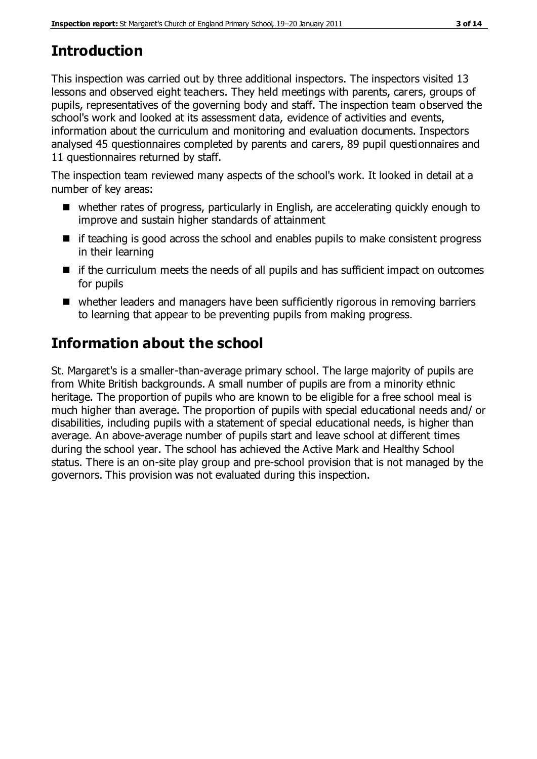## Introduction

This inspection was carried out by three additional inspectors. The inspectors visited 13 lessons and observed eight teachers. They held meetings with parents, carers, groups of pupils, representatives of the governing body and staff. The inspection team observed the school's work and looked at its assessment data, evidence of activities and events, information about the curriculum and monitoring and evaluation documents. Inspectors analysed 45 questionnaires completed by parents and carers, 89 pupil questionnaires and 11 questionnaires returned by staff.

The inspection team reviewed many aspects of the school's work. It looked in detail at a number of key areas:

- whether rates of progress, particularly in English, are accelerating quickly enough to improve and sustain higher standards of attainment
- if teaching is good across the school and enables pupils to make consistent progress in their learning
- if the curriculum meets the needs of all pupils and has sufficient impact on outcomes for pupils
- whether leaders and managers have been sufficiently rigorous in removing barriers to learning that appear to be preventing pupils from making progress.

## Information about the school

St. Margaret's is a smaller-than-average primary school. The large majority of pupils are from White British backgrounds. A small number of pupils are from a minority ethnic heritage. The proportion of pupils who are known to be eligible for a free school meal is much higher than average. The proportion of pupils with special educational needs and/ or disabilities, including pupils with a statement of special educational needs, is higher than average. An above-average number of pupils start and leave school at different times during the school year. The school has achieved the Active Mark and Healthy School status. There is an on-site play group and pre-school provision that is not managed by the governors. This provision was not evaluated during this inspection.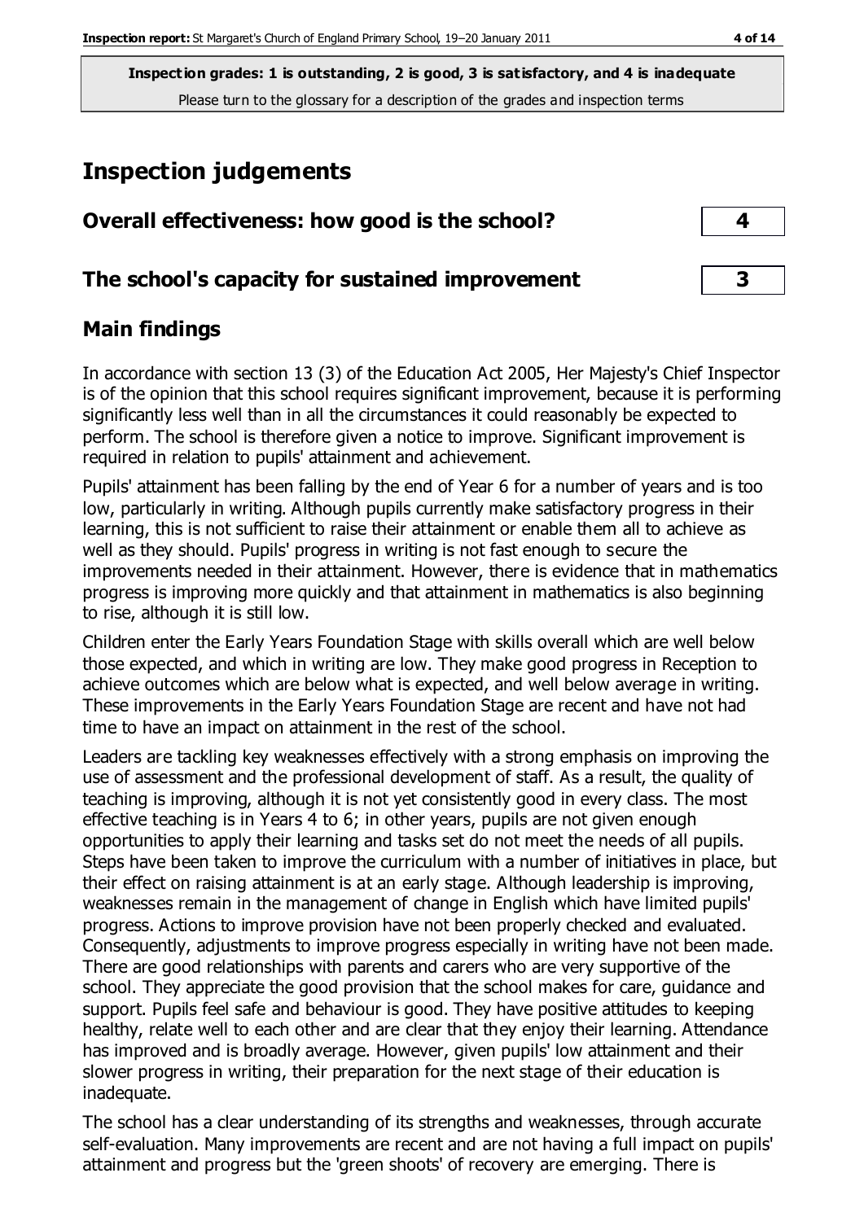**Inspection grades: 1 is outstanding, 2 is good, 3 is satisfactory, and 4 is inadequate**
Please turn to the glossary for a description of the grades and inspection terms

# Inspection judgements

| | |
|---|---|
| **Overall effectiveness: how good is the school?** | **4** |
| **The school's capacity for sustained improvement** | **3** |

## Main findings

In accordance with section 13 (3) of the Education Act 2005, Her Majesty's Chief Inspector is of the opinion that this school requires significant improvement, because it is performing significantly less well than in all the circumstances it could reasonably be expected to perform. The school is therefore given a notice to improve. Significant improvement is required in relation to pupils' attainment and achievement.

Pupils' attainment has been falling by the end of Year 6 for a number of years and is too low, particularly in writing. Although pupils currently make satisfactory progress in their learning, this is not sufficient to raise their attainment or enable them all to achieve as well as they should. Pupils' progress in writing is not fast enough to secure the improvements needed in their attainment. However, there is evidence that in mathematics progress is improving more quickly and that attainment in mathematics is also beginning to rise, although it is still low.

Children enter the Early Years Foundation Stage with skills overall which are well below those expected, and which in writing are low. They make good progress in Reception to achieve outcomes which are below what is expected, and well below average in writing. These improvements in the Early Years Foundation Stage are recent and have not had time to have an impact on attainment in the rest of the school.

Leaders are tackling key weaknesses effectively with a strong emphasis on improving the use of assessment and the professional development of staff. As a result, the quality of teaching is improving, although it is not yet consistently good in every class. The most effective teaching is in Years 4 to 6; in other years, pupils are not given enough opportunities to apply their learning and tasks set do not meet the needs of all pupils. Steps have been taken to improve the curriculum with a number of initiatives in place, but their effect on raising attainment is at an early stage. Although leadership is improving, weaknesses remain in the management of change in English which have limited pupils' progress. Actions to improve provision have not been properly checked and evaluated. Consequently, adjustments to improve progress especially in writing have not been made. There are good relationships with parents and carers who are very supportive of the school. They appreciate the good provision that the school makes for care, guidance and support. Pupils feel safe and behaviour is good. They have positive attitudes to keeping healthy, relate well to each other and are clear that they enjoy their learning. Attendance has improved and is broadly average. However, given pupils' low attainment and their slower progress in writing, their preparation for the next stage of their education is inadequate.

The school has a clear understanding of its strengths and weaknesses, through accurate self-evaluation. Many improvements are recent and are not having a full impact on pupils' attainment and progress but the 'green shoots' of recovery are emerging. There is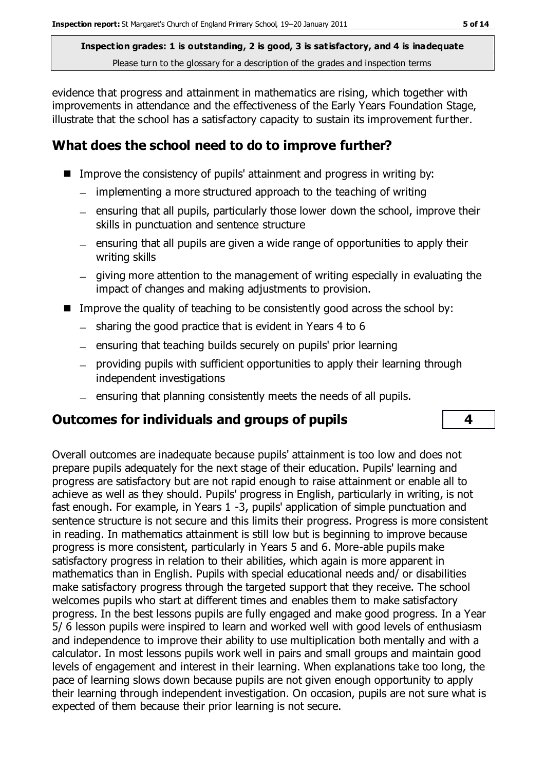evidence that progress and attainment in mathematics are rising, which together with improvements in attendance and the effectiveness of the Early Years Foundation Stage, illustrate that the school has a satisfactory capacity to sustain its improvement further.

## What does the school need to do to improve further?

- Improve the consistency of pupils' attainment and progress in writing by:
  - implementing a more structured approach to the teaching of writing
  - ensuring that all pupils, particularly those lower down the school, improve their skills in punctuation and sentence structure
  - ensuring that all pupils are given a wide range of opportunities to apply their writing skills
  - giving more attention to the management of writing especially in evaluating the impact of changes and making adjustments to provision.
- Improve the quality of teaching to be consistently good across the school by:
  - sharing the good practice that is evident in Years 4 to 6
  - ensuring that teaching builds securely on pupils' prior learning
  - providing pupils with sufficient opportunities to apply their learning through independent investigations
  - ensuring that planning consistently meets the needs of all pupils.

## Outcomes for individuals and groups of pupils — 4

Overall outcomes are inadequate because pupils' attainment is too low and does not prepare pupils adequately for the next stage of their education. Pupils' learning and progress are satisfactory but are not rapid enough to raise attainment or enable all to achieve as well as they should. Pupils' progress in English, particularly in writing, is not fast enough. For example, in Years 1 -3, pupils' application of simple punctuation and sentence structure is not secure and this limits their progress. Progress is more consistent in reading. In mathematics attainment is still low but is beginning to improve because progress is more consistent, particularly in Years 5 and 6. More-able pupils make satisfactory progress in relation to their abilities, which again is more apparent in mathematics than in English. Pupils with special educational needs and/ or disabilities make satisfactory progress through the targeted support that they receive. The school welcomes pupils who start at different times and enables them to make satisfactory progress. In the best lessons pupils are fully engaged and make good progress. In a Year 5/ 6 lesson pupils were inspired to learn and worked well with good levels of enthusiasm and independence to improve their ability to use multiplication both mentally and with a calculator. In most lessons pupils work well in pairs and small groups and maintain good levels of engagement and interest in their learning. When explanations take too long, the pace of learning slows down because pupils are not given enough opportunity to apply their learning through independent investigation. On occasion, pupils are not sure what is expected of them because their prior learning is not secure.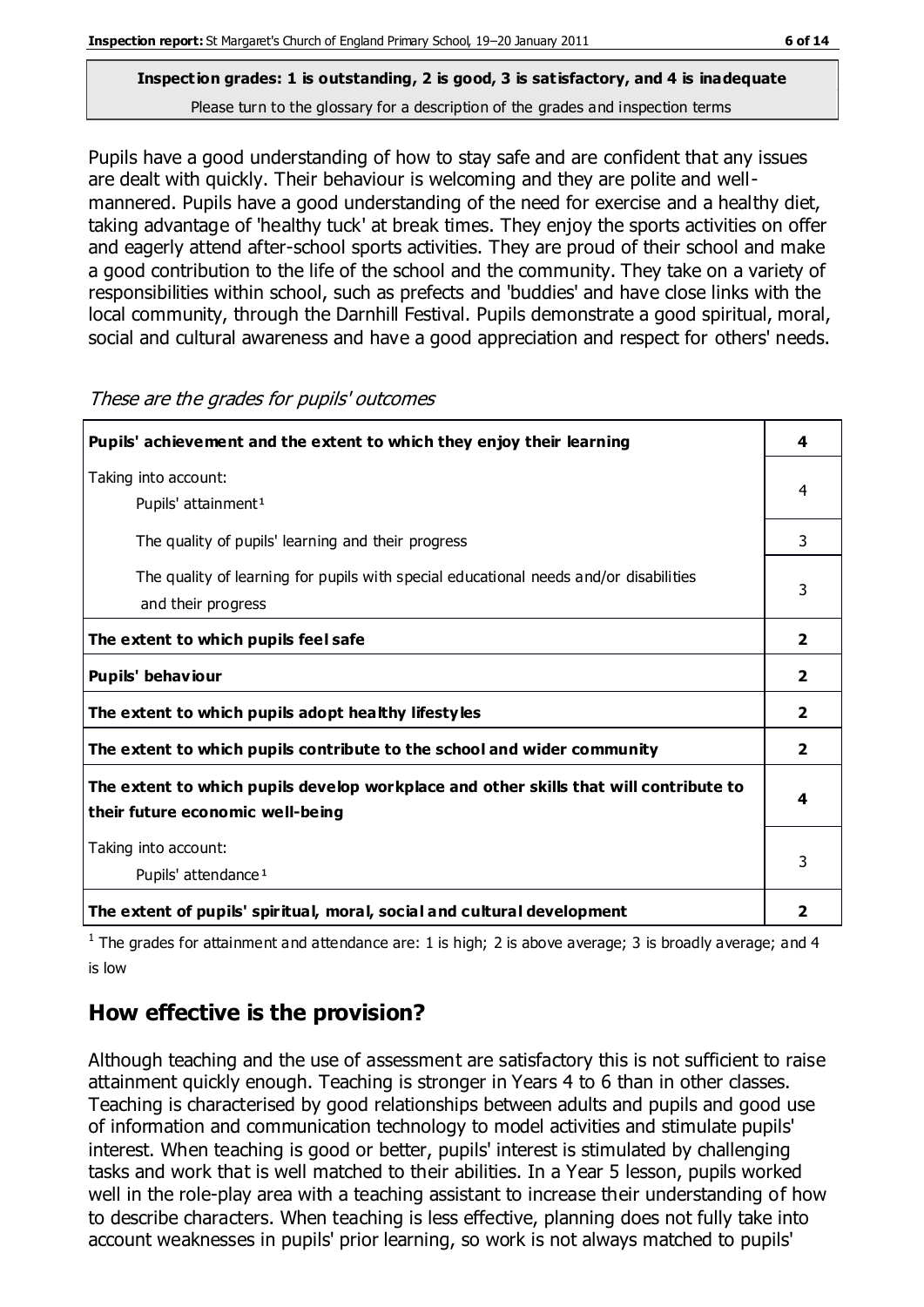**Inspection grades: 1 is outstanding, 2 is good, 3 is satisfactory, and 4 is inadequate**
Please turn to the glossary for a description of the grades and inspection terms

Pupils have a good understanding of how to stay safe and are confident that any issues are dealt with quickly. Their behaviour is welcoming and they are polite and well-mannered. Pupils have a good understanding of the need for exercise and a healthy diet, taking advantage of 'healthy tuck' at break times. They enjoy the sports activities on offer and eagerly attend after-school sports activities. They are proud of their school and make a good contribution to the life of the school and the community. They take on a variety of responsibilities within school, such as prefects and 'buddies' and have close links with the local community, through the Darnhill Festival. Pupils demonstrate a good spiritual, moral, social and cultural awareness and have a good appreciation and respect for others' needs.

*These are the grades for pupils' outcomes*

| | |
|---|---|
| **Pupils' achievement and the extent to which they enjoy their learning** | **4** |
| Taking into account: Pupils' attainment[1] | 4 |
| The quality of pupils' learning and their progress | 3 |
| The quality of learning for pupils with special educational needs and/or disabilities and their progress | 3 |
| **The extent to which pupils feel safe** | **2** |
| **Pupils' behaviour** | **2** |
| **The extent to which pupils adopt healthy lifestyles** | **2** |
| **The extent to which pupils contribute to the school and wider community** | **2** |
| **The extent to which pupils develop workplace and other skills that will contribute to their future economic well-being** | **4** |
| Taking into account: Pupils' attendance[1] | 3 |
| **The extent of pupils' spiritual, moral, social and cultural development** | **2** |

[1] The grades for attainment and attendance are: 1 is high; 2 is above average; 3 is broadly average; and 4 is low

## How effective is the provision?

Although teaching and the use of assessment are satisfactory this is not sufficient to raise attainment quickly enough. Teaching is stronger in Years 4 to 6 than in other classes. Teaching is characterised by good relationships between adults and pupils and good use of information and communication technology to model activities and stimulate pupils' interest. When teaching is good or better, pupils' interest is stimulated by challenging tasks and work that is well matched to their abilities. In a Year 5 lesson, pupils worked well in the role-play area with a teaching assistant to increase their understanding of how to describe characters. When teaching is less effective, planning does not fully take into account weaknesses in pupils' prior learning, so work is not always matched to pupils'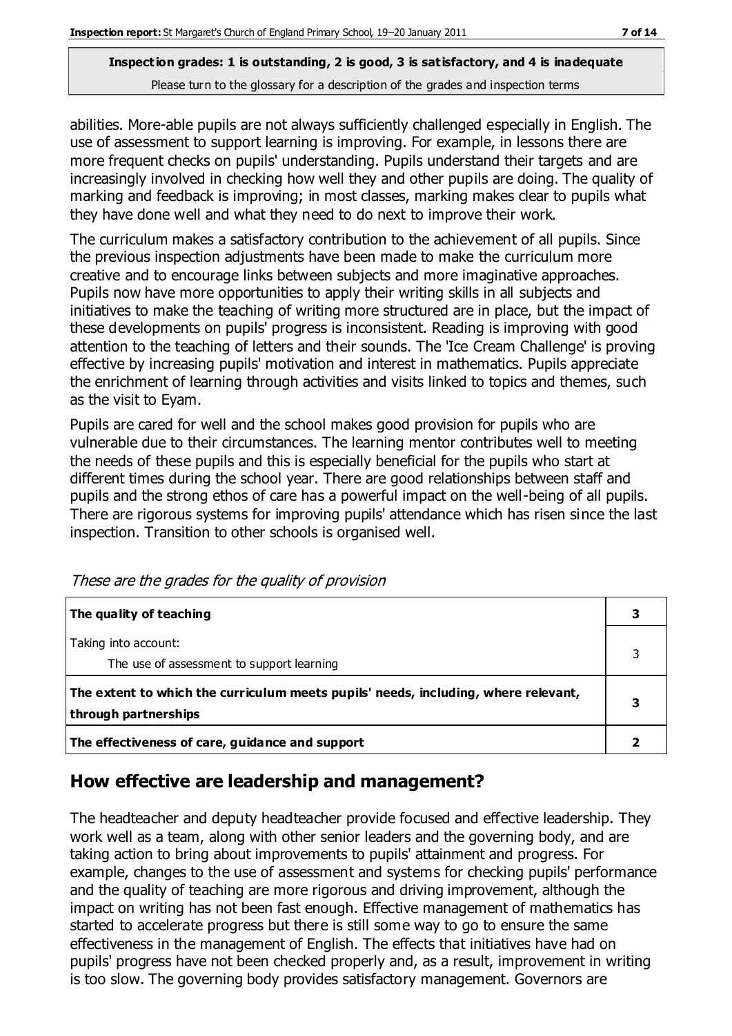**Inspection grades: 1 is outstanding, 2 is good, 3 is satisfactory, and 4 is inadequate**
Please turn to the glossary for a description of the grades and inspection terms

abilities. More-able pupils are not always sufficiently challenged especially in English. The use of assessment to support learning is improving. For example, in lessons there are more frequent checks on pupils' understanding. Pupils understand their targets and are increasingly involved in checking how well they and other pupils are doing. The quality of marking and feedback is improving; in most classes, marking makes clear to pupils what they have done well and what they need to do next to improve their work.

The curriculum makes a satisfactory contribution to the achievement of all pupils. Since the previous inspection adjustments have been made to make the curriculum more creative and to encourage links between subjects and more imaginative approaches. Pupils now have more opportunities to apply their writing skills in all subjects and initiatives to make the teaching of writing more structured are in place, but the impact of these developments on pupils' progress is inconsistent. Reading is improving with good attention to the teaching of letters and their sounds. The 'Ice Cream Challenge' is proving effective by increasing pupils' motivation and interest in mathematics. Pupils appreciate the enrichment of learning through activities and visits linked to topics and themes, such as the visit to Eyam.

Pupils are cared for well and the school makes good provision for pupils who are vulnerable due to their circumstances. The learning mentor contributes well to meeting the needs of these pupils and this is especially beneficial for the pupils who start at different times during the school year. There are good relationships between staff and pupils and the strong ethos of care has a powerful impact on the well-being of all pupils. There are rigorous systems for improving pupils' attendance which has risen since the last inspection. Transition to other schools is organised well.

*These are the grades for the quality of provision*

| | |
|---|---|
| **The quality of teaching** | **3** |
| Taking into account:<br>The use of assessment to support learning | 3 |
| **The extent to which the curriculum meets pupils' needs, including, where relevant, through partnerships** | **3** |
| **The effectiveness of care, guidance and support** | **2** |

## How effective are leadership and management?

The headteacher and deputy headteacher provide focused and effective leadership. They work well as a team, along with other senior leaders and the governing body, and are taking action to bring about improvements to pupils' attainment and progress. For example, changes to the use of assessment and systems for checking pupils' performance and the quality of teaching are more rigorous and driving improvement, although the impact on writing has not been fast enough. Effective management of mathematics has started to accelerate progress but there is still some way to go to ensure the same effectiveness in the management of English. The effects that initiatives have had on pupils' progress have not been checked properly and, as a result, improvement in writing is too slow. The governing body provides satisfactory management. Governors are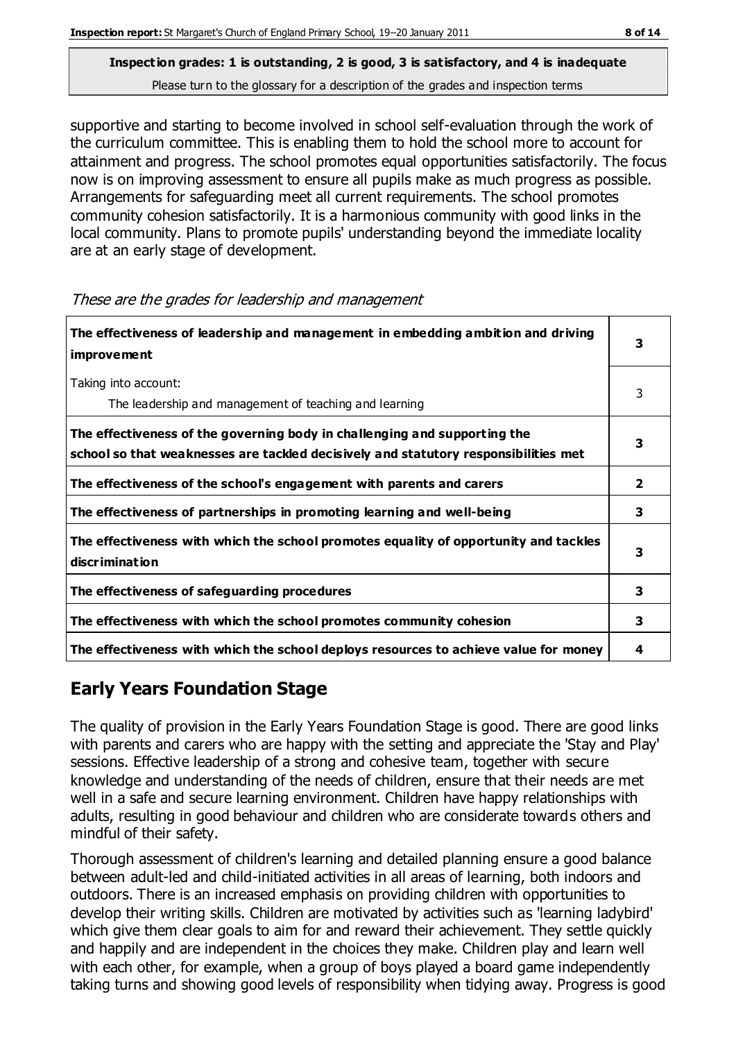**Inspection grades: 1 is outstanding, 2 is good, 3 is satisfactory, and 4 is inadequate**
Please turn to the glossary for a description of the grades and inspection terms

supportive and starting to become involved in school self-evaluation through the work of the curriculum committee. This is enabling them to hold the school more to account for attainment and progress. The school promotes equal opportunities satisfactorily. The focus now is on improving assessment to ensure all pupils make as much progress as possible. Arrangements for safeguarding meet all current requirements. The school promotes community cohesion satisfactorily. It is a harmonious community with good links in the local community. Plans to promote pupils' understanding beyond the immediate locality are at an early stage of development.

*These are the grades for leadership and management*

| | |
|---|---|
| **The effectiveness of leadership and management in embedding ambition and driving improvement** | **3** |
| Taking into account: The leadership and management of teaching and learning | 3 |
| **The effectiveness of the governing body in challenging and supporting the school so that weaknesses are tackled decisively and statutory responsibilities met** | **3** |
| **The effectiveness of the school's engagement with parents and carers** | **2** |
| **The effectiveness of partnerships in promoting learning and well-being** | **3** |
| **The effectiveness with which the school promotes equality of opportunity and tackles discrimination** | **3** |
| **The effectiveness of safeguarding procedures** | **3** |
| **The effectiveness with which the school promotes community cohesion** | **3** |
| **The effectiveness with which the school deploys resources to achieve value for money** | **4** |

## Early Years Foundation Stage

The quality of provision in the Early Years Foundation Stage is good. There are good links with parents and carers who are happy with the setting and appreciate the 'Stay and Play' sessions. Effective leadership of a strong and cohesive team, together with secure knowledge and understanding of the needs of children, ensure that their needs are met well in a safe and secure learning environment. Children have happy relationships with adults, resulting in good behaviour and children who are considerate towards others and mindful of their safety.

Thorough assessment of children's learning and detailed planning ensure a good balance between adult-led and child-initiated activities in all areas of learning, both indoors and outdoors. There is an increased emphasis on providing children with opportunities to develop their writing skills. Children are motivated by activities such as 'learning ladybird' which give them clear goals to aim for and reward their achievement. They settle quickly and happily and are independent in the choices they make. Children play and learn well with each other, for example, when a group of boys played a board game independently taking turns and showing good levels of responsibility when tidying away. Progress is good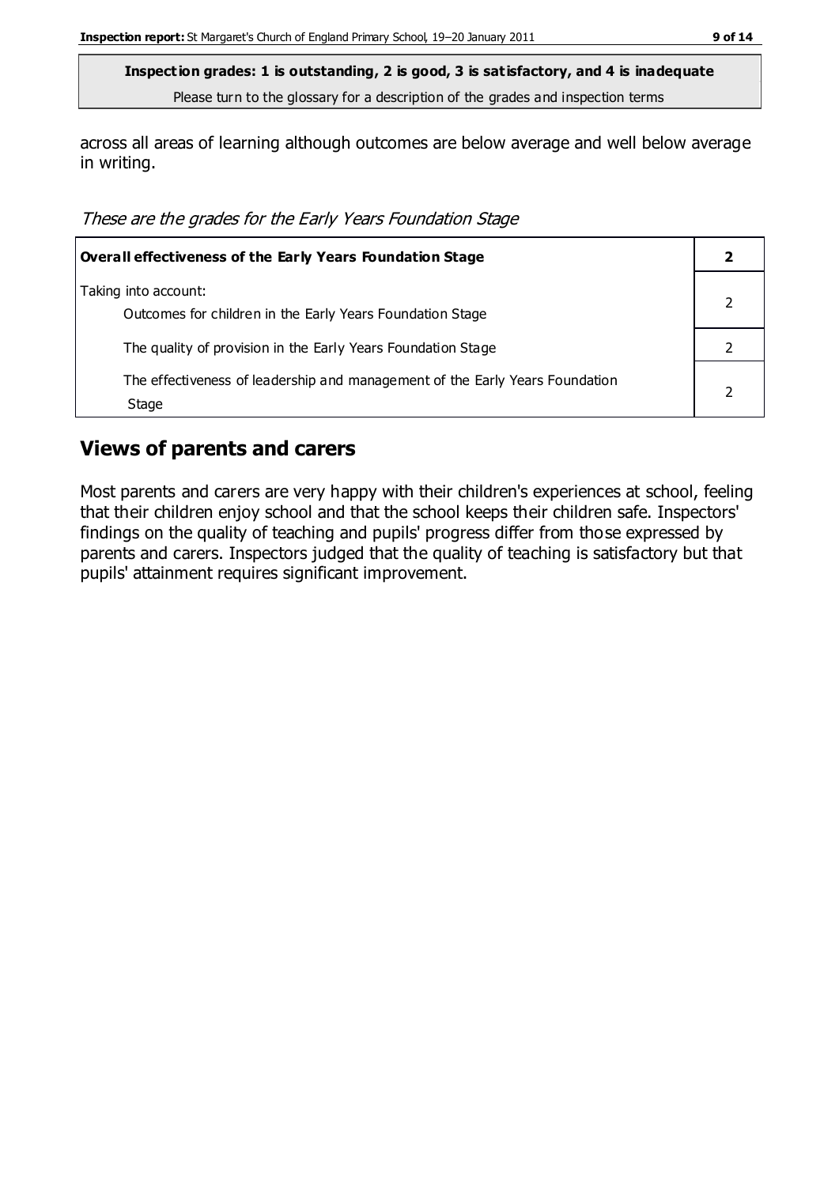**Inspection grades: 1 is outstanding, 2 is good, 3 is satisfactory, and 4 is inadequate**
Please turn to the glossary for a description of the grades and inspection terms

across all areas of learning although outcomes are below average and well below average in writing.

*These are the grades for the Early Years Foundation Stage*

| **Overall effectiveness of the Early Years Foundation Stage** | **2** |
|---|---|
| Taking into account:<br>Outcomes for children in the Early Years Foundation Stage | 2 |
| The quality of provision in the Early Years Foundation Stage | 2 |
| The effectiveness of leadership and management of the Early Years Foundation Stage | 2 |

## Views of parents and carers

Most parents and carers are very happy with their children's experiences at school, feeling that their children enjoy school and that the school keeps their children safe. Inspectors' findings on the quality of teaching and pupils' progress differ from those expressed by parents and carers. Inspectors judged that the quality of teaching is satisfactory but that pupils' attainment requires significant improvement.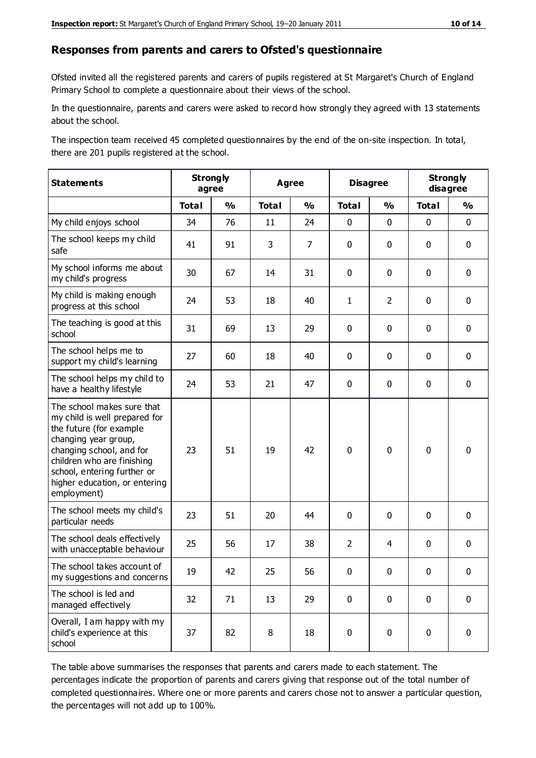## Responses from parents and carers to Ofsted's questionnaire

Ofsted invited all the registered parents and carers of pupils registered at St Margaret's Church of England Primary School to complete a questionnaire about their views of the school.

In the questionnaire, parents and carers were asked to record how strongly they agreed with 13 statements about the school.

The inspection team received 45 completed questionnaires by the end of the on-site inspection. In total, there are 201 pupils registered at the school.

| Statements | Strongly agree | | Agree | | Disagree | | Strongly disagree | |
|---|---|---|---|---|---|---|---|---|
| | **Total** | **%** | **Total** | **%** | **Total** | **%** | **Total** | **%** |
| My child enjoys school | 34 | 76 | 11 | 24 | 0 | 0 | 0 | 0 |
| The school keeps my child safe | 41 | 91 | 3 | 7 | 0 | 0 | 0 | 0 |
| My school informs me about my child's progress | 30 | 67 | 14 | 31 | 0 | 0 | 0 | 0 |
| My child is making enough progress at this school | 24 | 53 | 18 | 40 | 1 | 2 | 0 | 0 |
| The teaching is good at this school | 31 | 69 | 13 | 29 | 0 | 0 | 0 | 0 |
| The school helps me to support my child's learning | 27 | 60 | 18 | 40 | 0 | 0 | 0 | 0 |
| The school helps my child to have a healthy lifestyle | 24 | 53 | 21 | 47 | 0 | 0 | 0 | 0 |
| The school makes sure that my child is well prepared for the future (for example changing year group, changing school, and for children who are finishing school, entering further or higher education, or entering employment) | 23 | 51 | 19 | 42 | 0 | 0 | 0 | 0 |
| The school meets my child's particular needs | 23 | 51 | 20 | 44 | 0 | 0 | 0 | 0 |
| The school deals effectively with unacceptable behaviour | 25 | 56 | 17 | 38 | 2 | 4 | 0 | 0 |
| The school takes account of my suggestions and concerns | 19 | 42 | 25 | 56 | 0 | 0 | 0 | 0 |
| The school is led and managed effectively | 32 | 71 | 13 | 29 | 0 | 0 | 0 | 0 |
| Overall, I am happy with my child's experience at this school | 37 | 82 | 8 | 18 | 0 | 0 | 0 | 0 |

The table above summarises the responses that parents and carers made to each statement. The percentages indicate the proportion of parents and carers giving that response out of the total number of completed questionnaires. Where one or more parents and carers chose not to answer a particular question, the percentages will not add up to 100%.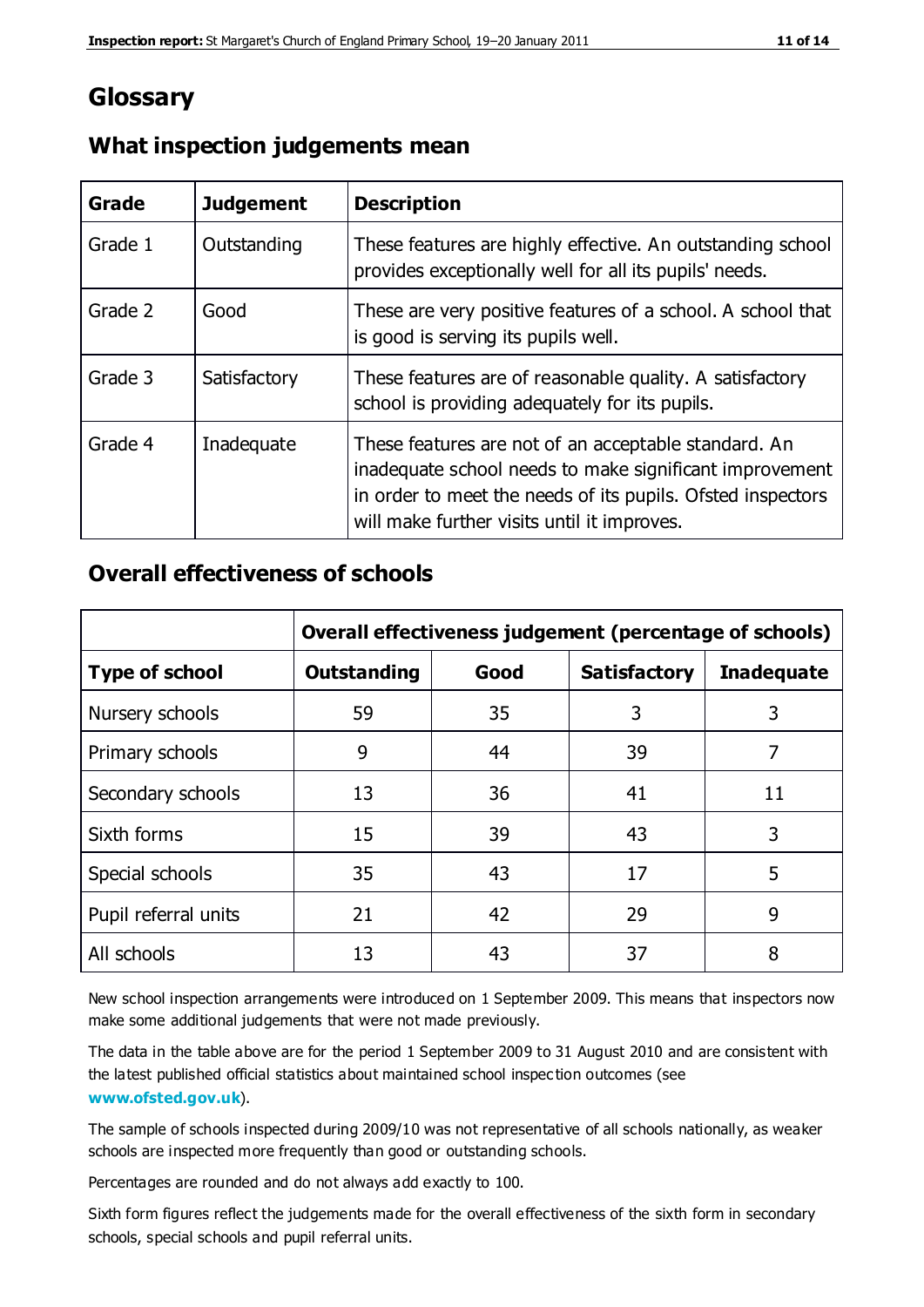# Glossary

## What inspection judgements mean

| Grade | Judgement | Description |
|---|---|---|
| Grade 1 | Outstanding | These features are highly effective. An outstanding school provides exceptionally well for all its pupils' needs. |
| Grade 2 | Good | These are very positive features of a school. A school that is good is serving its pupils well. |
| Grade 3 | Satisfactory | These features are of reasonable quality. A satisfactory school is providing adequately for its pupils. |
| Grade 4 | Inadequate | These features are not of an acceptable standard. An inadequate school needs to make significant improvement in order to meet the needs of its pupils. Ofsted inspectors will make further visits until it improves. |

## Overall effectiveness of schools

| | Overall effectiveness judgement (percentage of schools) | | | |
|---|---|---|---|---|
| **Type of school** | **Outstanding** | **Good** | **Satisfactory** | **Inadequate** |
| Nursery schools | 59 | 35 | 3 | 3 |
| Primary schools | 9 | 44 | 39 | 7 |
| Secondary schools | 13 | 36 | 41 | 11 |
| Sixth forms | 15 | 39 | 43 | 3 |
| Special schools | 35 | 43 | 17 | 5 |
| Pupil referral units | 21 | 42 | 29 | 9 |
| All schools | 13 | 43 | 37 | 8 |

New school inspection arrangements were introduced on 1 September 2009. This means that inspectors now make some additional judgements that were not made previously.

The data in the table above are for the period 1 September 2009 to 31 August 2010 and are consistent with the latest published official statistics about maintained school inspection outcomes (see **www.ofsted.gov.uk**).

The sample of schools inspected during 2009/10 was not representative of all schools nationally, as weaker schools are inspected more frequently than good or outstanding schools.

Percentages are rounded and do not always add exactly to 100.

Sixth form figures reflect the judgements made for the overall effectiveness of the sixth form in secondary schools, special schools and pupil referral units.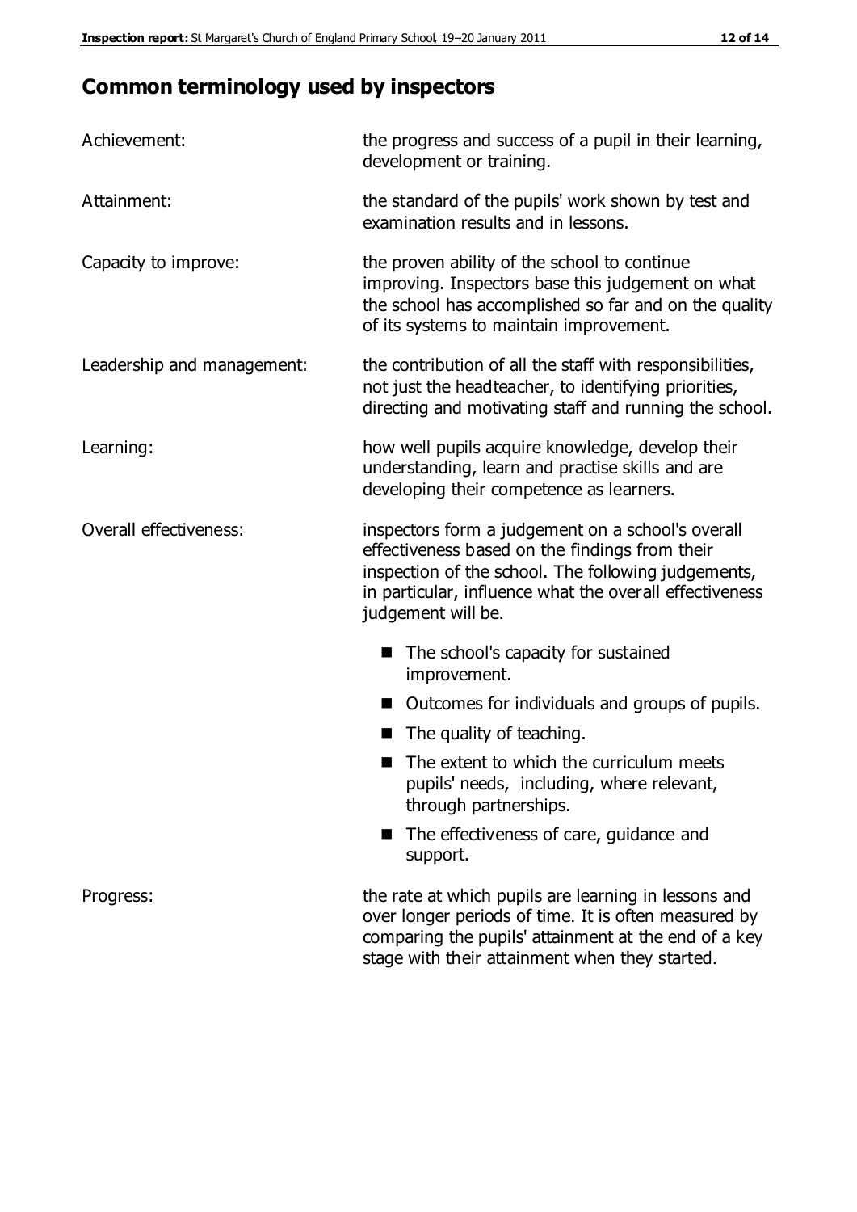## Common terminology used by inspectors

**Achievement:** the progress and success of a pupil in their learning, development or training.

**Attainment:** the standard of the pupils' work shown by test and examination results and in lessons.

**Capacity to improve:** the proven ability of the school to continue improving. Inspectors base this judgement on what the school has accomplished so far and on the quality of its systems to maintain improvement.

**Leadership and management:** the contribution of all the staff with responsibilities, not just the headteacher, to identifying priorities, directing and motivating staff and running the school.

**Learning:** how well pupils acquire knowledge, develop their understanding, learn and practise skills and are developing their competence as learners.

**Overall effectiveness:** inspectors form a judgement on a school's overall effectiveness based on the findings from their inspection of the school. The following judgements, in particular, influence what the overall effectiveness judgement will be.

- The school's capacity for sustained improvement.
- Outcomes for individuals and groups of pupils.
- The quality of teaching.
- The extent to which the curriculum meets pupils' needs, including, where relevant, through partnerships.
- The effectiveness of care, guidance and support.

**Progress:** the rate at which pupils are learning in lessons and over longer periods of time. It is often measured by comparing the pupils' attainment at the end of a key stage with their attainment when they started.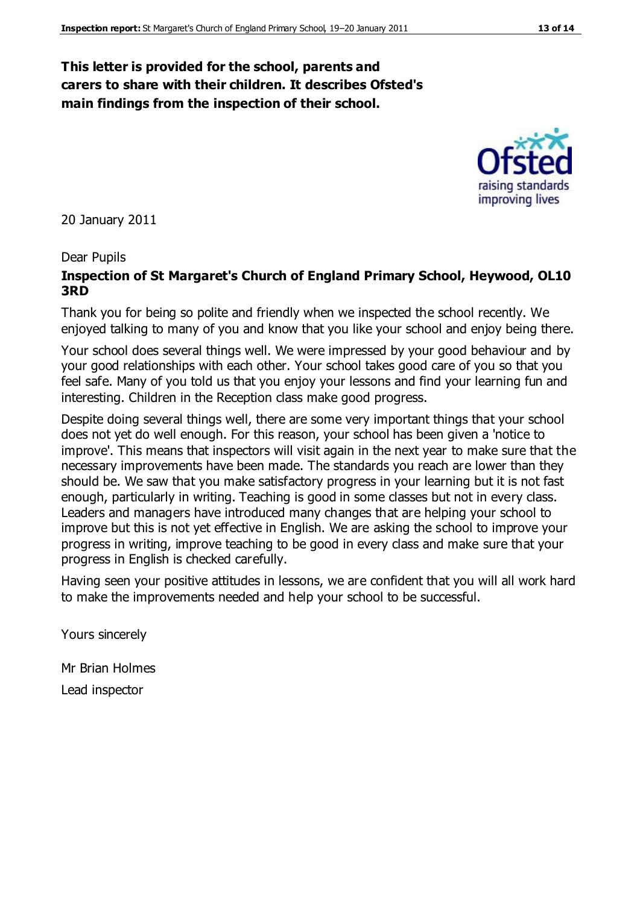**This letter is provided for the school, parents and carers to share with their children. It describes Ofsted's main findings from the inspection of their school.**

20 January 2011

Dear Pupils

**Inspection of St Margaret's Church of England Primary School, Heywood, OL10 3RD**

Thank you for being so polite and friendly when we inspected the school recently. We enjoyed talking to many of you and know that you like your school and enjoy being there.

Your school does several things well. We were impressed by your good behaviour and by your good relationships with each other. Your school takes good care of you so that you feel safe. Many of you told us that you enjoy your lessons and find your learning fun and interesting. Children in the Reception class make good progress.

Despite doing several things well, there are some very important things that your school does not yet do well enough. For this reason, your school has been given a 'notice to improve'. This means that inspectors will visit again in the next year to make sure that the necessary improvements have been made. The standards you reach are lower than they should be. We saw that you make satisfactory progress in your learning but it is not fast enough, particularly in writing. Teaching is good in some classes but not in every class. Leaders and managers have introduced many changes that are helping your school to improve but this is not yet effective in English. We are asking the school to improve your progress in writing, improve teaching to be good in every class and make sure that your progress in English is checked carefully.

Having seen your positive attitudes in lessons, we are confident that you will all work hard to make the improvements needed and help your school to be successful.

Yours sincerely

Mr Brian Holmes

Lead inspector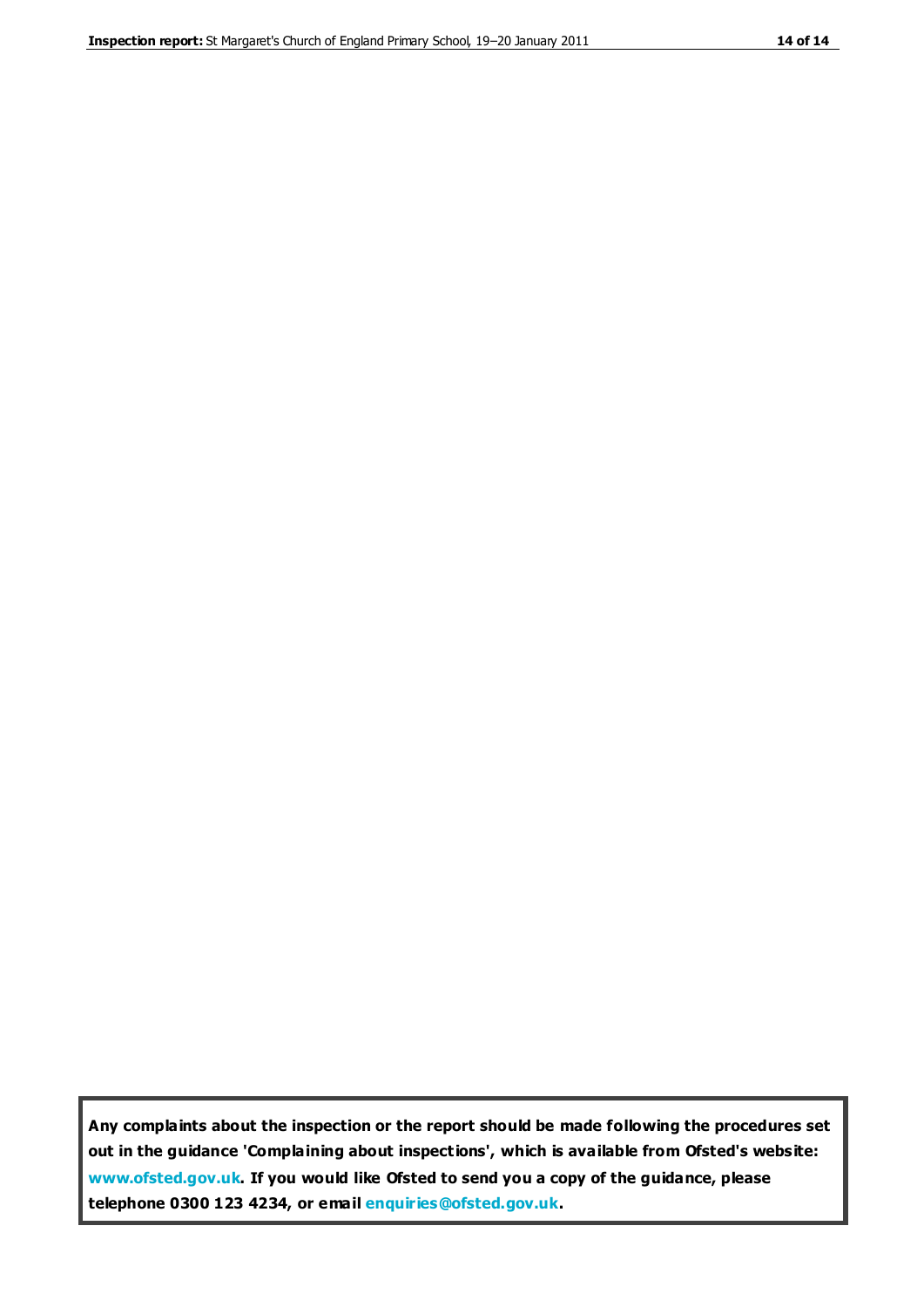**Any complaints about the inspection or the report should be made following the procedures set out in the guidance 'Complaining about inspections', which is available from Ofsted's website: www.ofsted.gov.uk. If you would like Ofsted to send you a copy of the guidance, please telephone 0300 123 4234, or email enquiries@ofsted.gov.uk.**